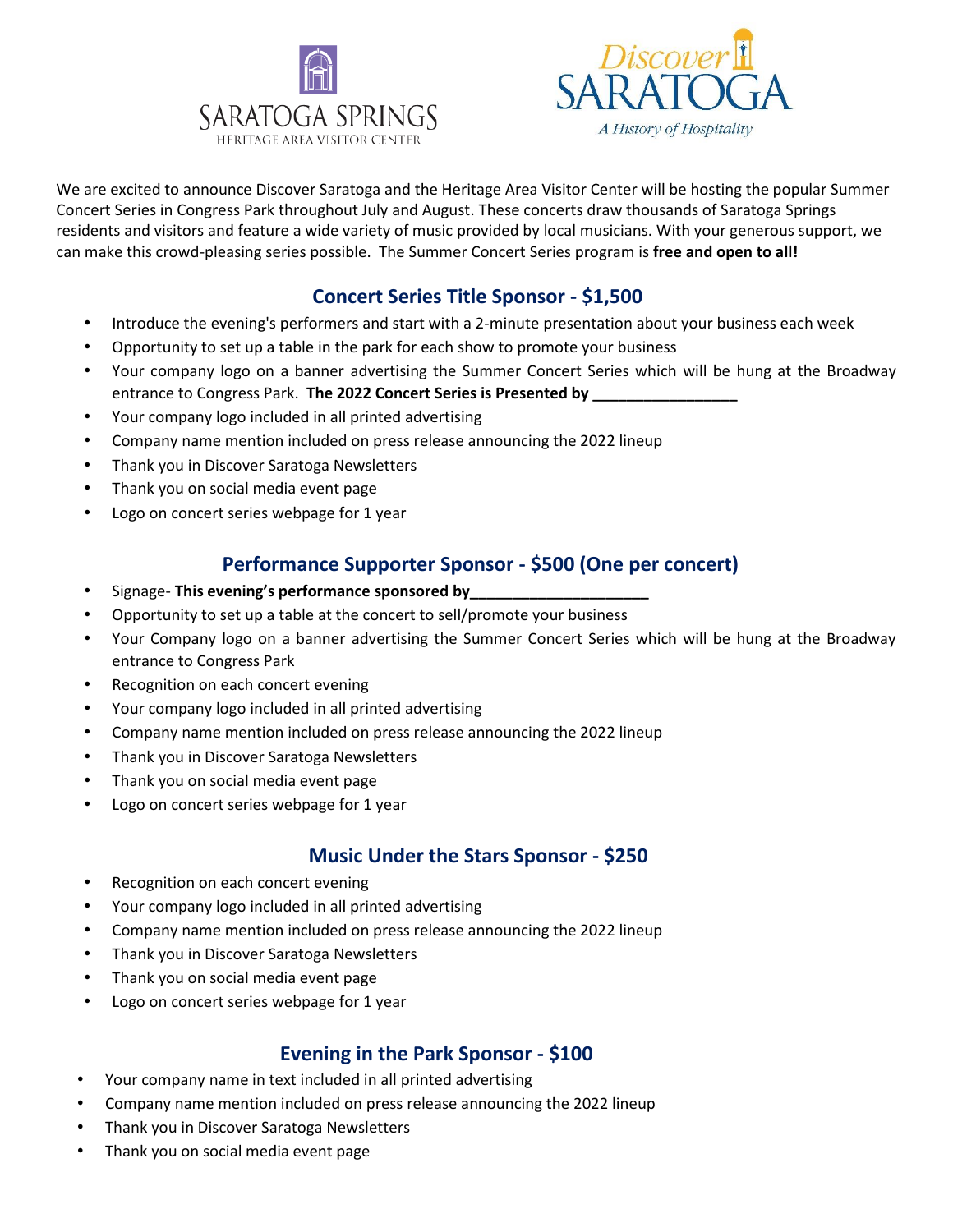SARATOGA SPRINGS
HERITAGE AREA VISITOR CENTER

*Discover*
SARATOGA
*A History of Hospitality*

We are excited to announce Discover Saratoga and the Heritage Area Visitor Center will be hosting the popular Summer Concert Series in Congress Park throughout July and August. These concerts draw thousands of Saratoga Springs residents and visitors and feature a wide variety of music provided by local musicians. With your generous support, we can make this crowd-pleasing series possible. The Summer Concert Series program is **free and open to all!**

## Concert Series Title Sponsor - $1,500

- Introduce the evening's performers and start with a 2-minute presentation about your business each week
- Opportunity to set up a table in the park for each show to promote your business
- Your company logo on a banner advertising the Summer Concert Series which will be hung at the Broadway entrance to Congress Park. **The 2022 Concert Series is Presented by _________________**
- Your company logo included in all printed advertising
- Company name mention included on press release announcing the 2022 lineup
- Thank you in Discover Saratoga Newsletters
- Thank you on social media event page
- Logo on concert series webpage for 1 year

## Performance Supporter Sponsor - $500 (One per concert)

- Signage- **This evening's performance sponsored by_____________________**
- Opportunity to set up a table at the concert to sell/promote your business
- Your Company logo on a banner advertising the Summer Concert Series which will be hung at the Broadway entrance to Congress Park
- Recognition on each concert evening
- Your company logo included in all printed advertising
- Company name mention included on press release announcing the 2022 lineup
- Thank you in Discover Saratoga Newsletters
- Thank you on social media event page
- Logo on concert series webpage for 1 year

## Music Under the Stars Sponsor - $250

- Recognition on each concert evening
- Your company logo included in all printed advertising
- Company name mention included on press release announcing the 2022 lineup
- Thank you in Discover Saratoga Newsletters
- Thank you on social media event page
- Logo on concert series webpage for 1 year

## Evening in the Park Sponsor - $100

- Your company name in text included in all printed advertising
- Company name mention included on press release announcing the 2022 lineup
- Thank you in Discover Saratoga Newsletters
- Thank you on social media event page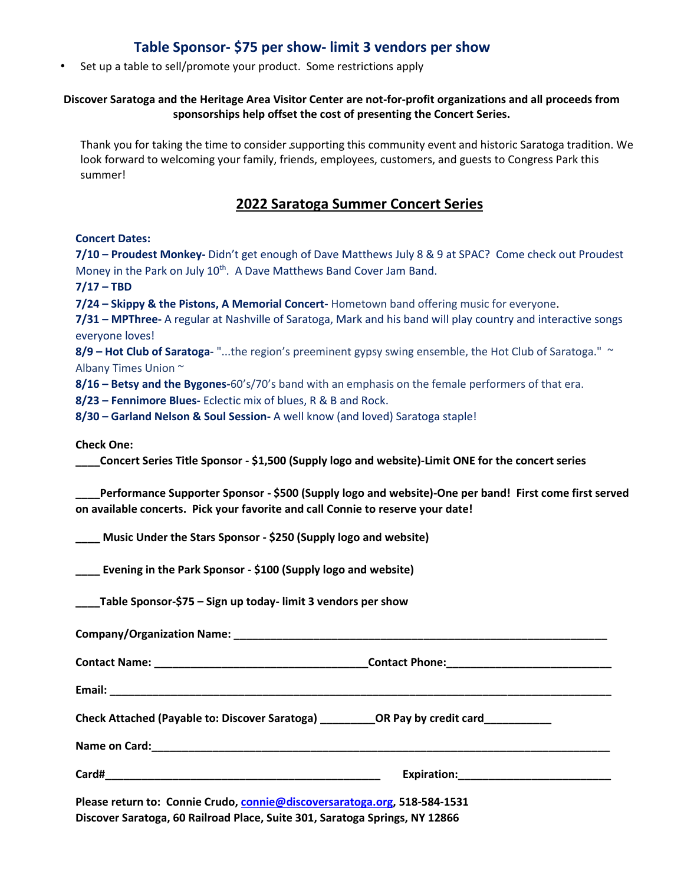## Table Sponsor- $75 per show- limit 3 vendors per show

- Set up a table to sell/promote your product. Some restrictions apply

**Discover Saratoga and the Heritage Area Visitor Center are not-for-profit organizations and all proceeds from sponsorships help offset the cost of presenting the Concert Series.**

Thank you for taking the time to consider supporting this community event and historic Saratoga tradition. We look forward to welcoming your family, friends, employees, customers, and guests to Congress Park this summer!

## 2022 Saratoga Summer Concert Series

**Concert Dates:**

**7/10 – Proudest Monkey-** Didn't get enough of Dave Matthews July 8 & 9 at SPAC? Come check out Proudest Money in the Park on July 10th. A Dave Matthews Band Cover Jam Band.

**7/17 – TBD**

**7/24 – Skippy & the Pistons, A Memorial Concert-** Hometown band offering music for everyone.

**7/31 – MPThree-** A regular at Nashville of Saratoga, Mark and his band will play country and interactive songs everyone loves!

**8/9 – Hot Club of Saratoga-** "...the region's preeminent gypsy swing ensemble, the Hot Club of Saratoga." ~ Albany Times Union ~

**8/16 – Betsy and the Bygones-**60's/70's band with an emphasis on the female performers of that era.

**8/23 – Fennimore Blues-** Eclectic mix of blues, R & B and Rock.

**8/30 – Garland Nelson & Soul Session-** A well know (and loved) Saratoga staple!

**Check One:**

**____Concert Series Title Sponsor - $1,500 (Supply logo and website)-Limit ONE for the concert series**

**____Performance Supporter Sponsor - $500 (Supply logo and website)-One per band! First come first served on available concerts. Pick your favorite and call Connie to reserve your date!**

**____ Music Under the Stars Sponsor - $250 (Supply logo and website)**

**____ Evening in the Park Sponsor - $100 (Supply logo and website)**

**____Table Sponsor-$75 – Sign up today- limit 3 vendors per show**

**Company/Organization Name:** ________________________________________________

**Contact Name:** ______________________________**Contact Phone:**______________________

**Email:** ____________________________________________________________________

**Check Attached (Payable to: Discover Saratoga)** _________**OR Pay by credit card**___________

**Name on Card:**______________________________________________________________

**Card#**_____________________________________ **Expiration:**______________________

**Please return to: Connie Crudo, connie@discoversaratoga.org, 518-584-1531**
**Discover Saratoga, 60 Railroad Place, Suite 301, Saratoga Springs, NY 12866**